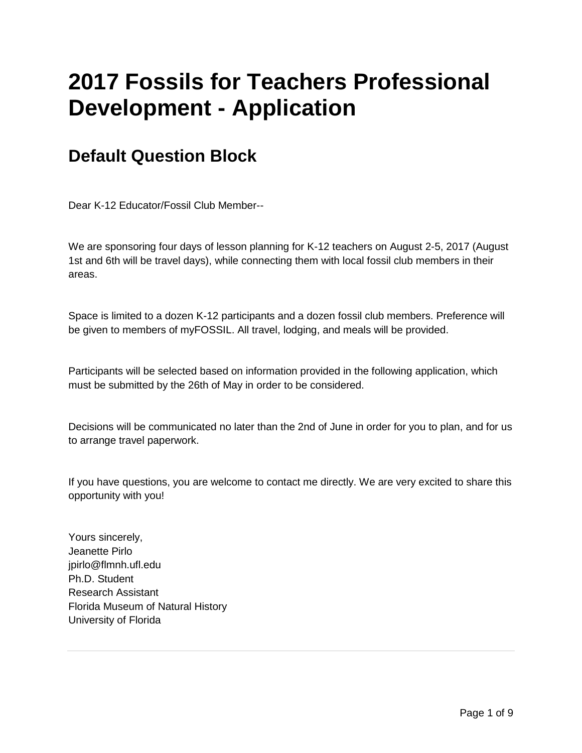# 2017 Fossils for Teachers Professional Development - Application

## Default Question Block

Dear K-12 Educator/Fossil Club Member--

We are sponsoring four days of lesson planning for K-12 teachers on August 2-5, 2017 (August 1st and 6th will be travel days), while connecting them with local fossil club members in their areas.

Space is limited to a dozen K-12 participants and a dozen fossil club members. Preference will be given to members of myFOSSIL. All travel, lodging, and meals will be provided.

Participants will be selected based on information provided in the following application, which must be submitted by the 26th of May in order to be considered.

Decisions will be communicated no later than the 2nd of June in order for you to plan, and for us to arrange travel paperwork.

If you have questions, you are welcome to contact me directly. We are very excited to share this opportunity with you!

Yours sincerely,  
Jeanette Pirlo  
jpirlo@flmnh.ufl.edu  
Ph.D. Student  
Research Assistant  
Florida Museum of Natural History  
University of Florida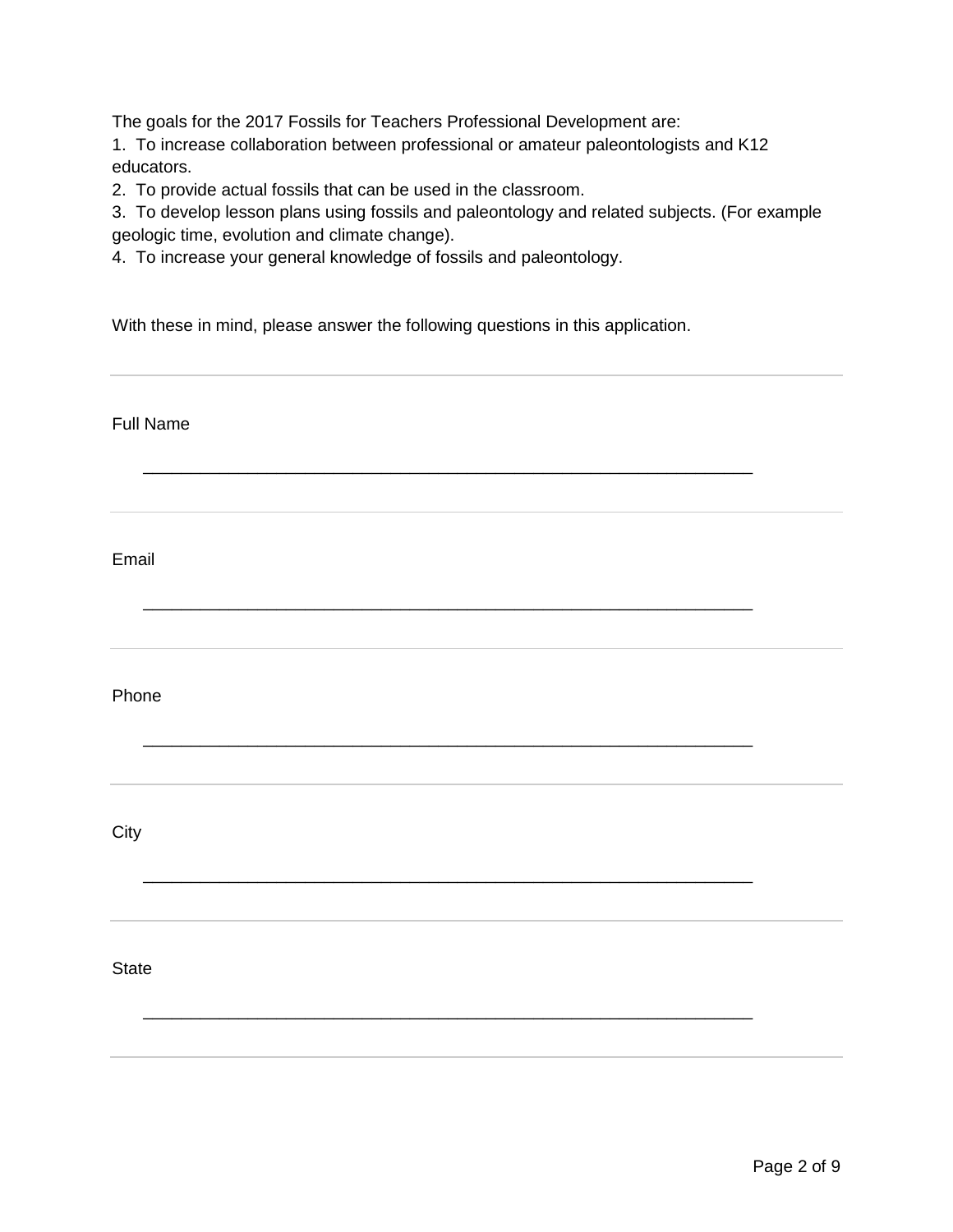The goals for the 2017 Fossils for Teachers Professional Development are:

1. To increase collaboration between professional or amateur paleontologists and K12 educators.
2. To provide actual fossils that can be used in the classroom.
3. To develop lesson plans using fossils and paleontology and related subjects. (For example geologic time, evolution and climate change).
4. To increase your general knowledge of fossils and paleontology.

With these in mind, please answer the following questions in this application.

---

Full Name

________________________________________________________________

---

Email

________________________________________________________________

---

Phone

________________________________________________________________

---

City

________________________________________________________________

---

State

________________________________________________________________

---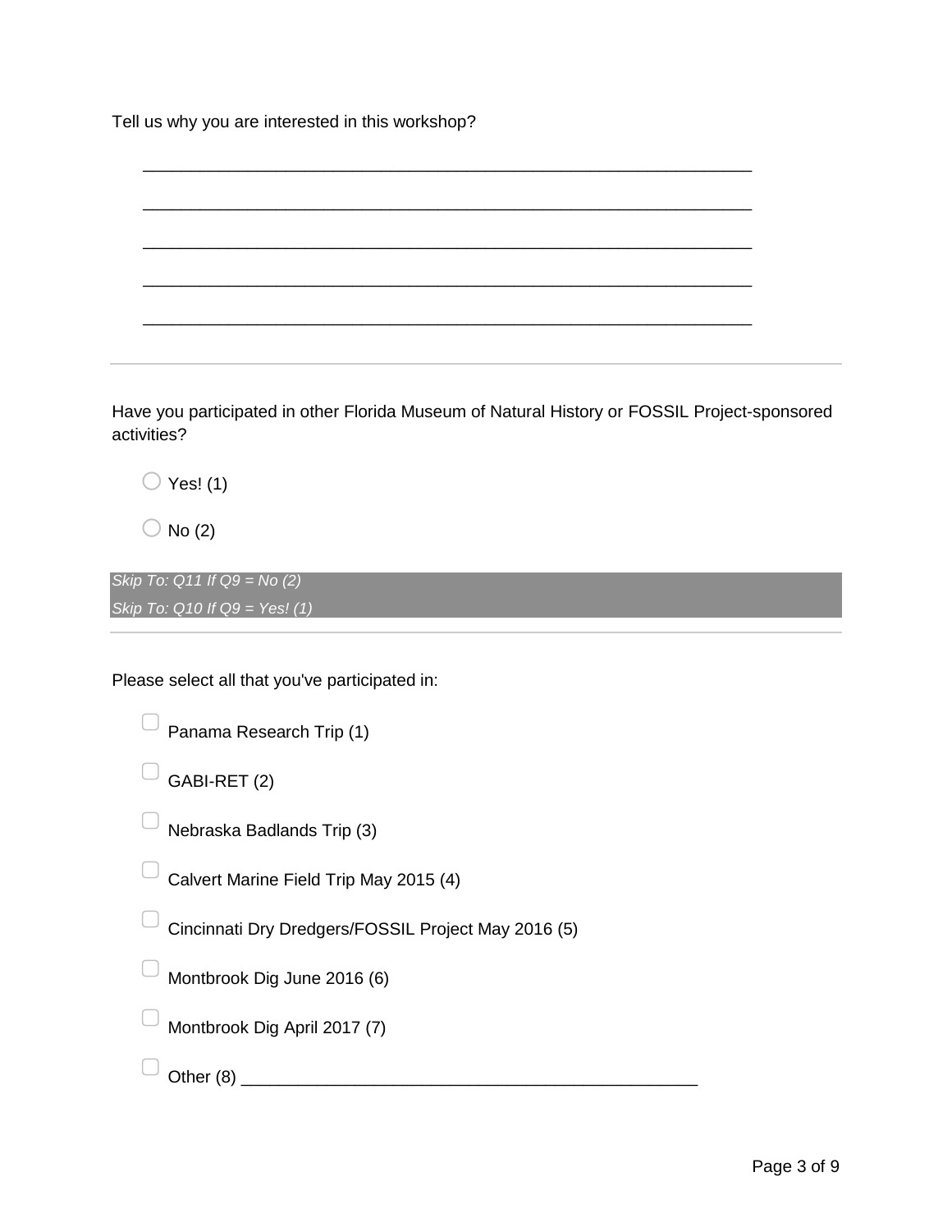Tell us why you are interested in this workshop?

________________________________________________________________

________________________________________________________________

________________________________________________________________

________________________________________________________________

________________________________________________________________

---

Have you participated in other Florida Museum of Natural History or FOSSIL Project-sponsored activities?

- ○ Yes! (1)
- ○ No (2)

*Skip To: Q11 If Q9 = No (2)*
*Skip To: Q10 If Q9 = Yes! (1)*

---

Please select all that you've participated in:

- ☐ Panama Research Trip (1)
- ☐ GABI-RET (2)
- ☐ Nebraska Badlands Trip (3)
- ☐ Calvert Marine Field Trip May 2015 (4)
- ☐ Cincinnati Dry Dredgers/FOSSIL Project May 2016 (5)
- ☐ Montbrook Dig June 2016 (6)
- ☐ Montbrook Dig April 2017 (7)
- ☐ Other (8) ________________________________________________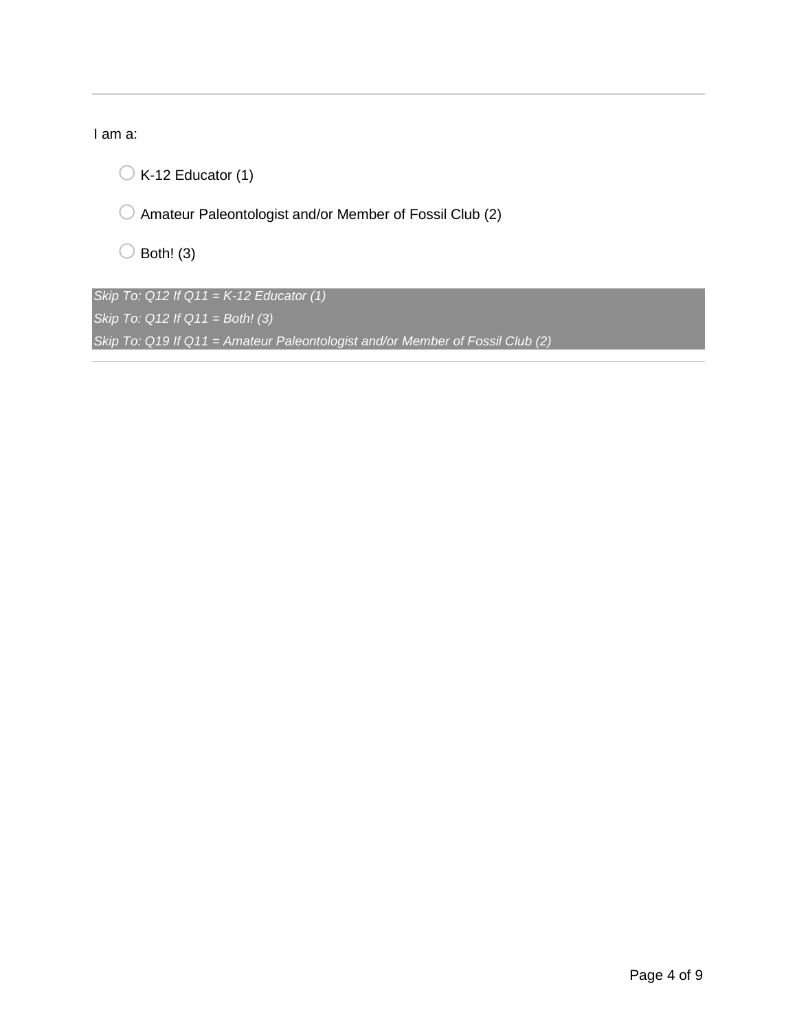---

I am a:

- ○ K-12 Educator (1)
- ○ Amateur Paleontologist and/or Member of Fossil Club (2)
- ○ Both! (3)

*Skip To: Q12 If Q11 = K-12 Educator (1)*
*Skip To: Q12 If Q11 = Both! (3)*
*Skip To: Q19 If Q11 = Amateur Paleontologist and/or Member of Fossil Club (2)*

---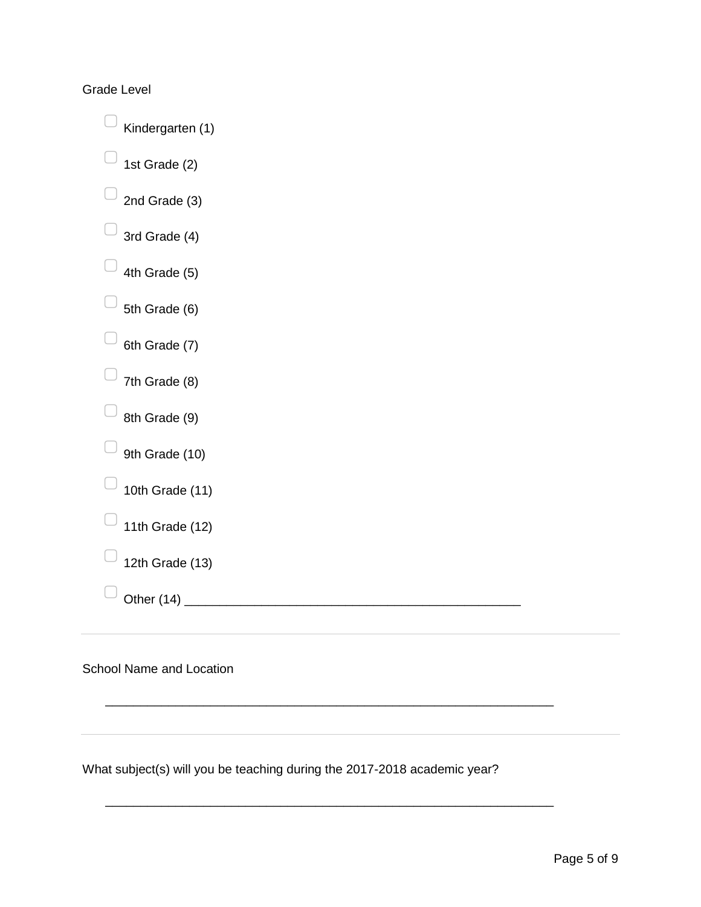Grade Level

- ☐ Kindergarten (1)
- ☐ 1st Grade (2)
- ☐ 2nd Grade (3)
- ☐ 3rd Grade (4)
- ☐ 4th Grade (5)
- ☐ 5th Grade (6)
- ☐ 6th Grade (7)
- ☐ 7th Grade (8)
- ☐ 8th Grade (9)
- ☐ 9th Grade (10)
- ☐ 10th Grade (11)
- ☐ 11th Grade (12)
- ☐ 12th Grade (13)
- ☐ Other (14) ________________________________________________

---

School Name and Location

________________________________________________________________

---

What subject(s) will you be teaching during the 2017-2018 academic year?

________________________________________________________________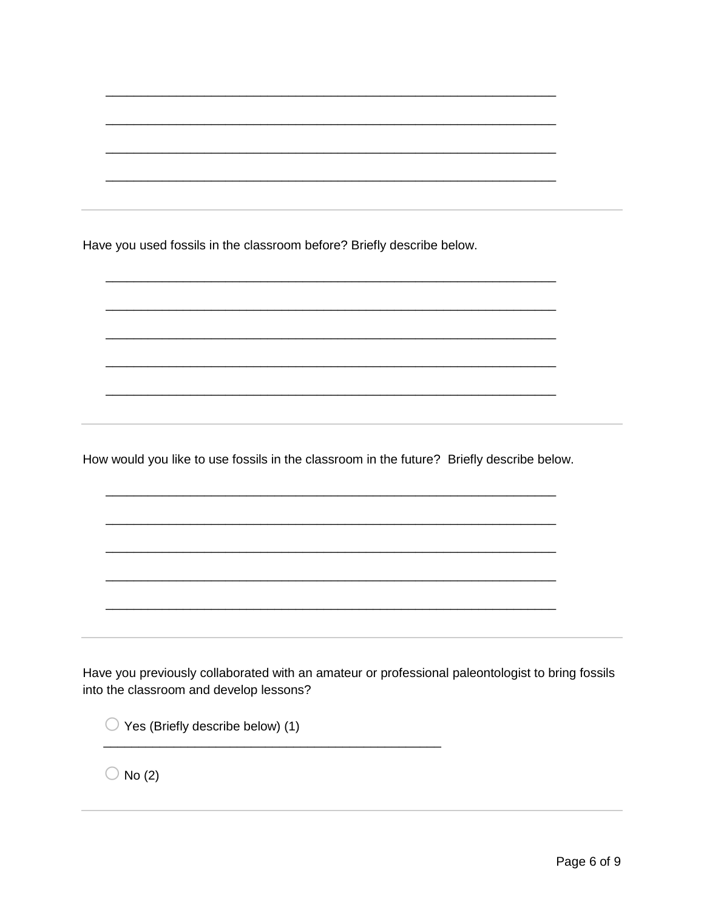________________________________________________________________

________________________________________________________________

________________________________________________________________

________________________________________________________________

---

Have you used fossils in the classroom before? Briefly describe below.

________________________________________________________________

________________________________________________________________

________________________________________________________________

________________________________________________________________

________________________________________________________________

---

How would you like to use fossils in the classroom in the future? Briefly describe below.

________________________________________________________________

________________________________________________________________

________________________________________________________________

________________________________________________________________

________________________________________________________________

---

Have you previously collaborated with an amateur or professional paleontologist to bring fossils into the classroom and develop lessons?

○ Yes (Briefly describe below) (1)
________________________________________________

○ No (2)

---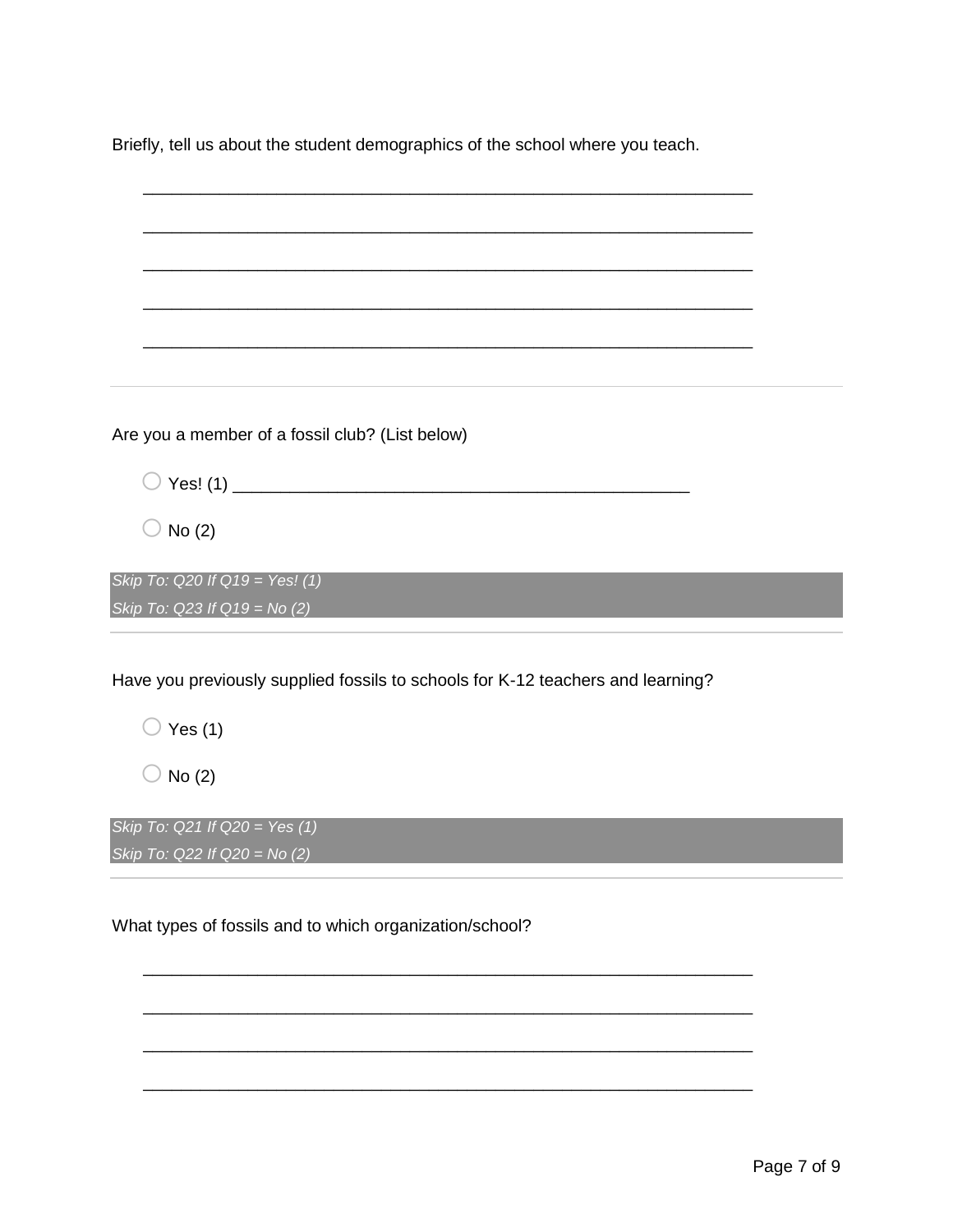Briefly, tell us about the student demographics of the school where you teach.

________________________________________________________________

________________________________________________________________

________________________________________________________________

________________________________________________________________

________________________________________________________________

---

Are you a member of a fossil club? (List below)

○ Yes! (1) ________________________________________________

○ No (2)

*Skip To: Q20 If Q19 = Yes! (1)*

*Skip To: Q23 If Q19 = No (2)*

---

Have you previously supplied fossils to schools for K-12 teachers and learning?

○ Yes (1)

○ No (2)

*Skip To: Q21 If Q20 = Yes (1)*

*Skip To: Q22 If Q20 = No (2)*

---

What types of fossils and to which organization/school?

________________________________________________________________

________________________________________________________________

________________________________________________________________

________________________________________________________________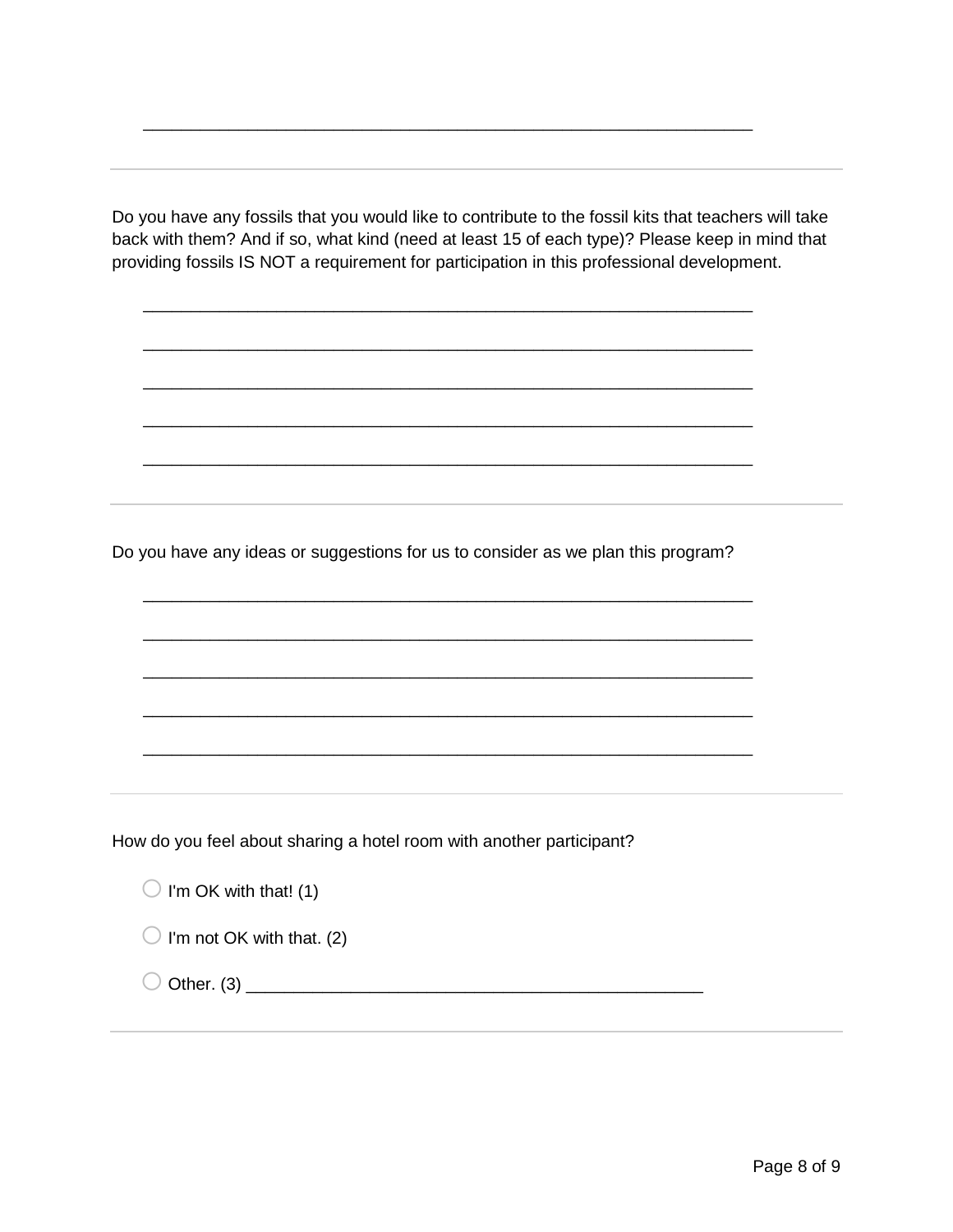________________________________________________________________

---

Do you have any fossils that you would like to contribute to the fossil kits that teachers will take back with them? And if so, what kind (need at least 15 of each type)? Please keep in mind that providing fossils IS NOT a requirement for participation in this professional development.

________________________________________________________________

________________________________________________________________

________________________________________________________________

________________________________________________________________

________________________________________________________________

---

Do you have any ideas or suggestions for us to consider as we plan this program?

________________________________________________________________

________________________________________________________________

________________________________________________________________

________________________________________________________________

________________________________________________________________

---

How do you feel about sharing a hotel room with another participant?

- ○ I'm OK with that! (1)
- ○ I'm not OK with that. (2)
- ○ Other. (3) ________________________________________________

---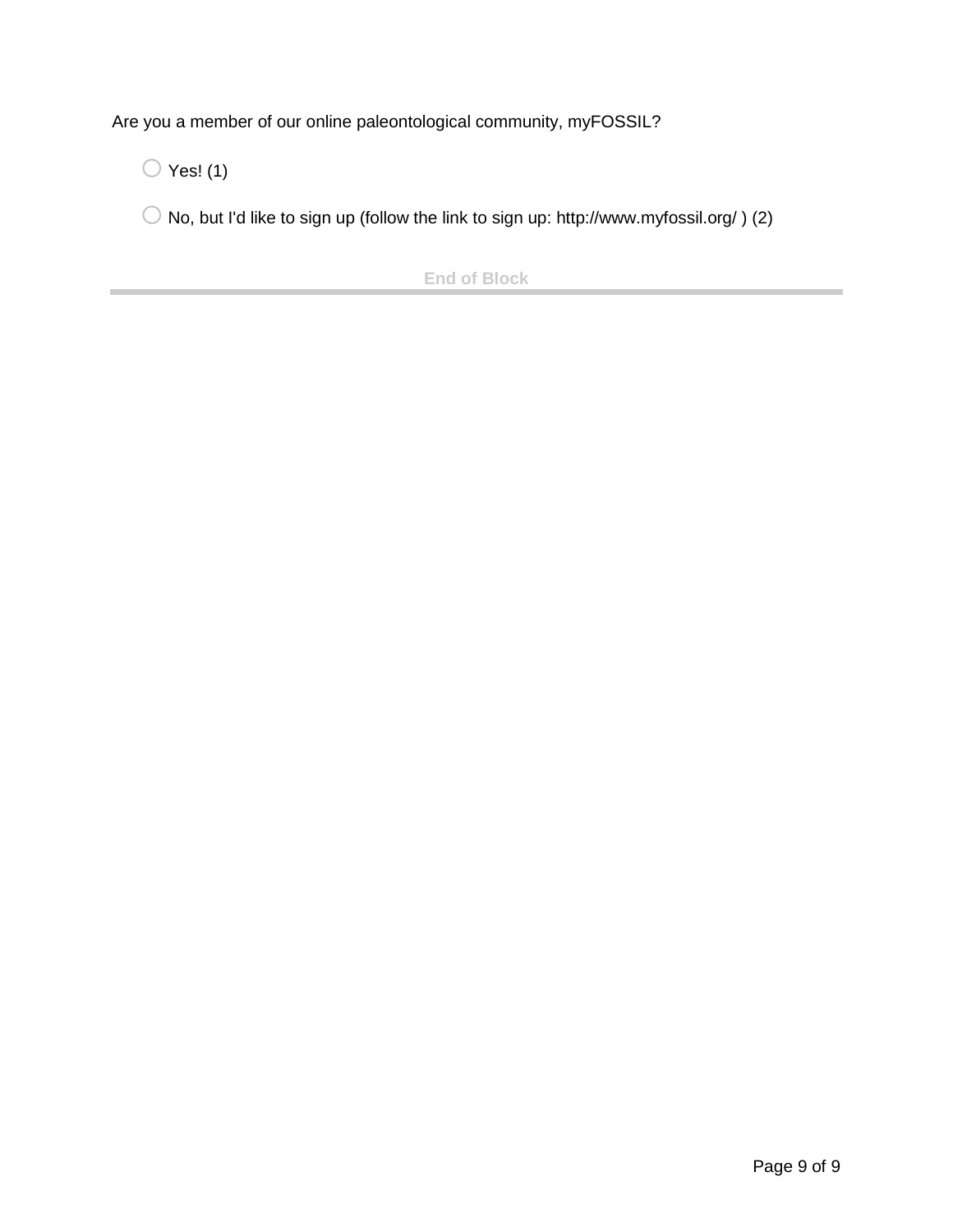Are you a member of our online paleontological community, myFOSSIL?

- ○ Yes! (1)
- ○ No, but I'd like to sign up (follow the link to sign up: http://www.myfossil.org/ ) (2)

**End of Block**